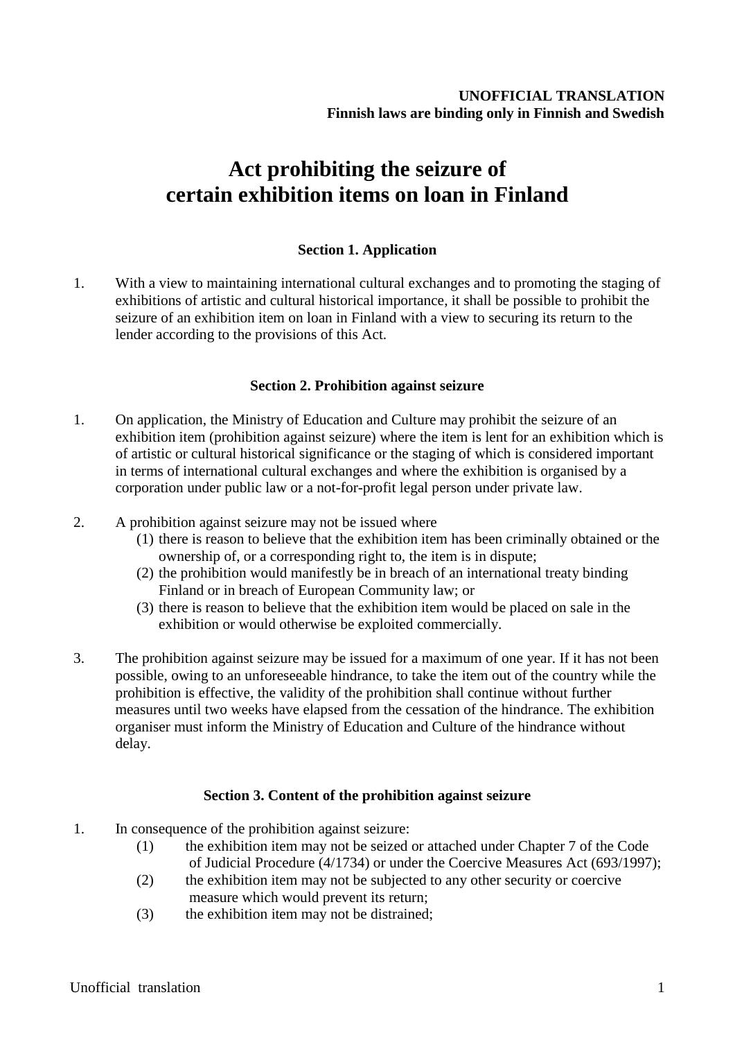**UNOFFICIAL TRANSLATION**
**Finnish laws are binding only in Finnish and Swedish**

# Act prohibiting the seizure of certain exhibition items on loan in Finland

### Section 1. Application

1. With a view to maintaining international cultural exchanges and to promoting the staging of exhibitions of artistic and cultural historical importance, it shall be possible to prohibit the seizure of an exhibition item on loan in Finland with a view to securing its return to the lender according to the provisions of this Act.

### Section 2. Prohibition against seizure

1. On application, the Ministry of Education and Culture may prohibit the seizure of an exhibition item (prohibition against seizure) where the item is lent for an exhibition which is of artistic or cultural historical significance or the staging of which is considered important in terms of international cultural exchanges and where the exhibition is organised by a corporation under public law or a not-for-profit legal person under private law.

2. A prohibition against seizure may not be issued where
   (1) there is reason to believe that the exhibition item has been criminally obtained or the ownership of, or a corresponding right to, the item is in dispute;
   (2) the prohibition would manifestly be in breach of an international treaty binding Finland or in breach of European Community law; or
   (3) there is reason to believe that the exhibition item would be placed on sale in the exhibition or would otherwise be exploited commercially.

3. The prohibition against seizure may be issued for a maximum of one year. If it has not been possible, owing to an unforeseeable hindrance, to take the item out of the country while the prohibition is effective, the validity of the prohibition shall continue without further measures until two weeks have elapsed from the cessation of the hindrance. The exhibition organiser must inform the Ministry of Education and Culture of the hindrance without delay.

### Section 3. Content of the prohibition against seizure

1. In consequence of the prohibition against seizure:
   (1) the exhibition item may not be seized or attached under Chapter 7 of the Code of Judicial Procedure (4/1734) or under the Coercive Measures Act (693/1997);
   (2) the exhibition item may not be subjected to any other security or coercive measure which would prevent its return;
   (3) the exhibition item may not be distrained;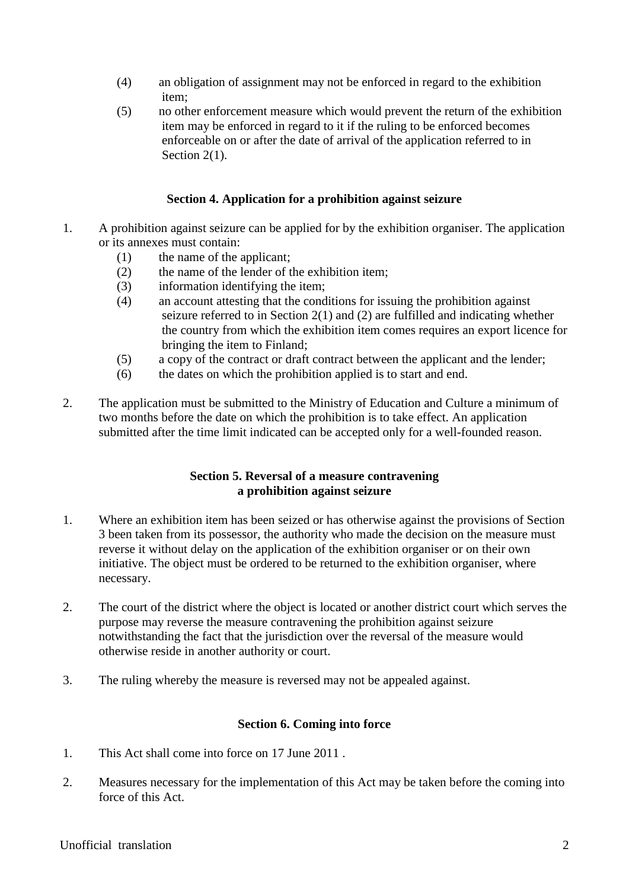(4) an obligation of assignment may not be enforced in regard to the exhibition item;
(5) no other enforcement measure which would prevent the return of the exhibition item may be enforced in regard to it if the ruling to be enforced becomes enforceable on or after the date of arrival of the application referred to in Section 2(1).

## Section 4. Application for a prohibition against seizure

1. A prohibition against seizure can be applied for by the exhibition organiser. The application or its annexes must contain:
   (1) the name of the applicant;
   (2) the name of the lender of the exhibition item;
   (3) information identifying the item;
   (4) an account attesting that the conditions for issuing the prohibition against seizure referred to in Section 2(1) and (2) are fulfilled and indicating whether the country from which the exhibition item comes requires an export licence for bringing the item to Finland;
   (5) a copy of the contract or draft contract between the applicant and the lender;
   (6) the dates on which the prohibition applied is to start and end.

2. The application must be submitted to the Ministry of Education and Culture a minimum of two months before the date on which the prohibition is to take effect. An application submitted after the time limit indicated can be accepted only for a well-founded reason.

## Section 5. Reversal of a measure contravening a prohibition against seizure

1. Where an exhibition item has been seized or has otherwise against the provisions of Section 3 been taken from its possessor, the authority who made the decision on the measure must reverse it without delay on the application of the exhibition organiser or on their own initiative. The object must be ordered to be returned to the exhibition organiser, where necessary.

2. The court of the district where the object is located or another district court which serves the purpose may reverse the measure contravening the prohibition against seizure notwithstanding the fact that the jurisdiction over the reversal of the measure would otherwise reside in another authority or court.

3. The ruling whereby the measure is reversed may not be appealed against.

## Section 6. Coming into force

1. This Act shall come into force on 17 June 2011 .

2. Measures necessary for the implementation of this Act may be taken before the coming into force of this Act.

Unofficial translation